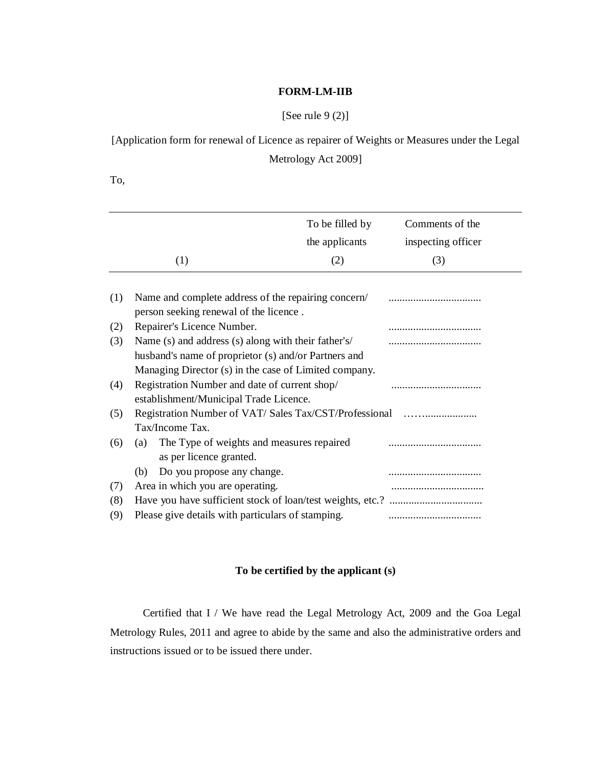**FORM-LM-IIB**

[See rule 9 (2)]

[Application form for renewal of Licence as repairer of Weights or Measures under the Legal Metrology Act 2009]

To,

| (1) | To be filled by the applicants (2) | Comments of the inspecting officer (3) |
|---|---|---|
| (1) Name and complete address of the repairing concern/ person seeking renewal of the licence . | .................................. | |
| (2) Repairer's Licence Number. | .................................. | |
| (3) Name (s) and address (s) along with their father's/ husband's name of proprietor (s) and/or Partners and Managing Director (s) in the case of Limited company. | .................................. | |
| (4) Registration Number and date of current shop/ establishment/Municipal Trade Licence. | ................................. | |
| (5) Registration Number of VAT/ Sales Tax/CST/Professional Tax/Income Tax. | ……................... | |
| (6) (a) The Type of weights and measures repaired as per licence granted. | .................................. | |
| (b) Do you propose any change. | .................................. | |
| (7) Area in which you are operating. | .................................. | |
| (8) Have you have sufficient stock of loan/test weights, etc.? | .................................. | |
| (9) Please give details with particulars of stamping. | .................................. | |

**To be certified by the applicant (s)**

Certified that I / We have read the Legal Metrology Act, 2009 and the Goa Legal Metrology Rules, 2011 and agree to abide by the same and also the administrative orders and instructions issued or to be issued there under.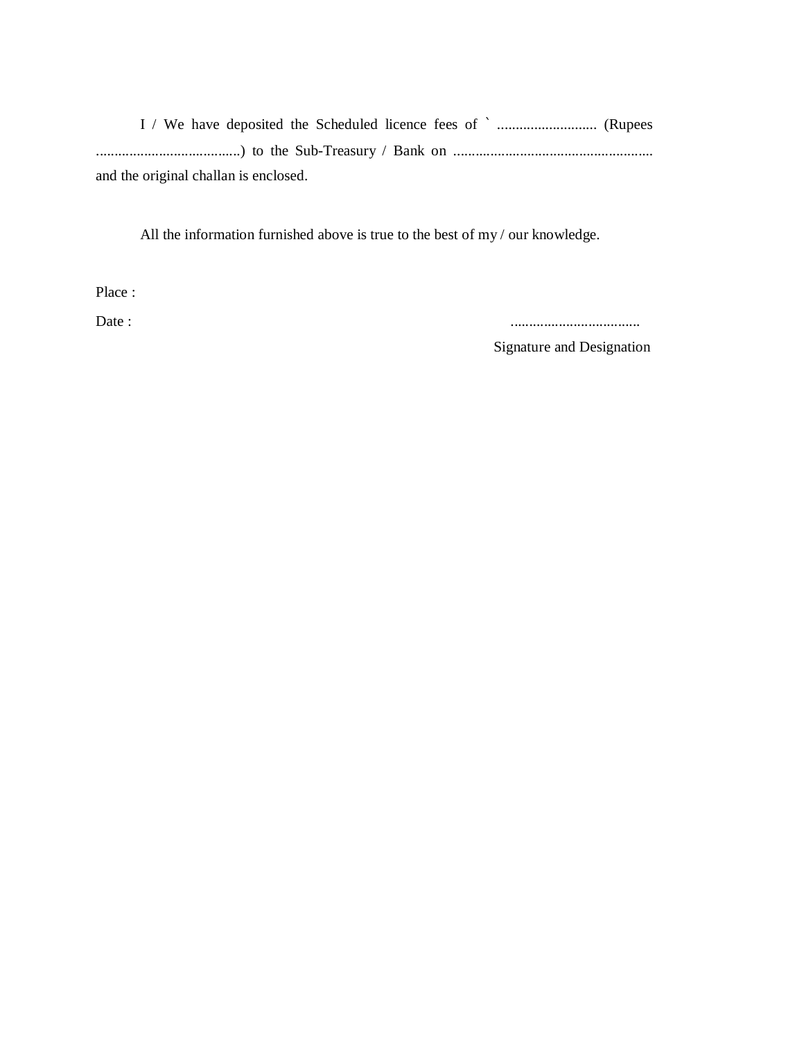I / We have deposited the Scheduled licence fees of ` ........................... (Rupees .......................................) to the Sub-Treasury / Bank on ...................................................... and the original challan is enclosed.

All the information furnished above is true to the best of my / our knowledge.

Place :

Date : ...................................

Signature and Designation